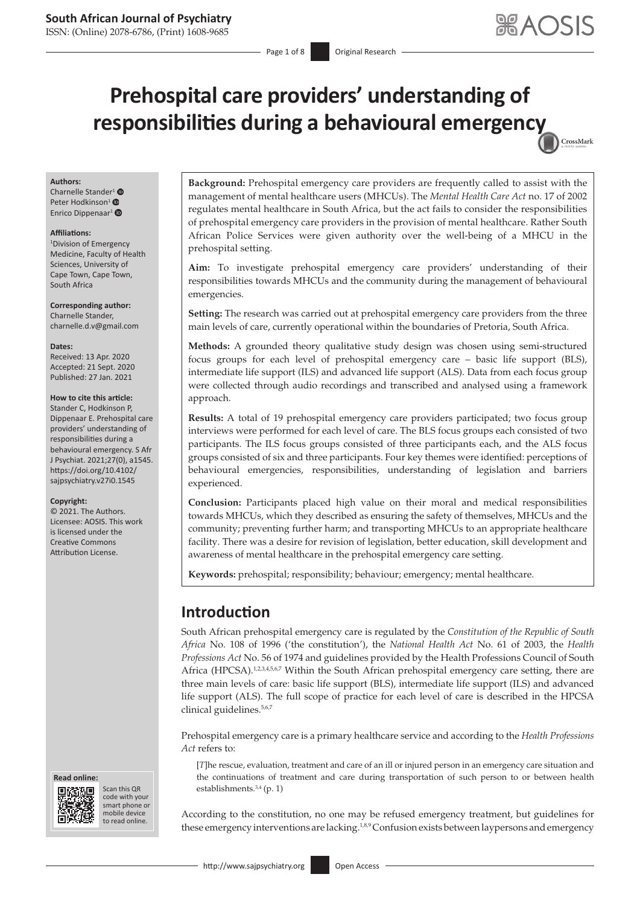# Prehospital care providers' understanding of responsibilities during a behavioural emergency

**Authors:**
Charnelle Stander[1]
Peter Hodkinson[1]
Enrico Dippenaar[1]

**Affiliations:**
[1]Division of Emergency Medicine, Faculty of Health Sciences, University of Cape Town, Cape Town, South Africa

**Corresponding author:**
Charnelle Stander,
charnelle.d.v@gmail.com

**Dates:**
Received: 13 Apr. 2020
Accepted: 21 Sept. 2020
Published: 27 Jan. 2021

**How to cite this article:**
Stander C, Hodkinson P, Dippenaar E. Prehospital care providers' understanding of responsibilities during a behavioural emergency. S Afr J Psychiat. 2021;27(0), a1545. https://doi.org/10.4102/sajpsychiatry.v27i0.1545

**Copyright:**
© 2021. The Authors. Licensee: AOSIS. This work is licensed under the Creative Commons Attribution License.

**Read online:**
Scan this QR code with your smart phone or mobile device to read online.

**Background:** Prehospital emergency care providers are frequently called to assist with the management of mental healthcare users (MHCUs). The *Mental Health Care Act* no. 17 of 2002 regulates mental healthcare in South Africa, but the act fails to consider the responsibilities of prehospital emergency care providers in the provision of mental healthcare. Rather South African Police Services were given authority over the well-being of a MHCU in the prehospital setting.

**Aim:** To investigate prehospital emergency care providers' understanding of their responsibilities towards MHCUs and the community during the management of behavioural emergencies.

**Setting:** The research was carried out at prehospital emergency care providers from the three main levels of care, currently operational within the boundaries of Pretoria, South Africa.

**Methods:** A grounded theory qualitative study design was chosen using semi-structured focus groups for each level of prehospital emergency care – basic life support (BLS), intermediate life support (ILS) and advanced life support (ALS). Data from each focus group were collected through audio recordings and transcribed and analysed using a framework approach.

**Results:** A total of 19 prehospital emergency care providers participated; two focus group interviews were performed for each level of care. The BLS focus groups each consisted of two participants. The ILS focus groups consisted of three participants each, and the ALS focus groups consisted of six and three participants. Four key themes were identified: perceptions of behavioural emergencies, responsibilities, understanding of legislation and barriers experienced.

**Conclusion:** Participants placed high value on their moral and medical responsibilities towards MHCUs, which they described as ensuring the safety of themselves, MHCUs and the community; preventing further harm; and transporting MHCUs to an appropriate healthcare facility. There was a desire for revision of legislation, better education, skill development and awareness of mental healthcare in the prehospital emergency care setting.

**Keywords:** prehospital; responsibility; behaviour; emergency; mental healthcare.

## Introduction

South African prehospital emergency care is regulated by the *Constitution of the Republic of South Africa* No. 108 of 1996 ('the constitution'), the *National Health Act* No. 61 of 2003, the *Health Professions Act* No. 56 of 1974 and guidelines provided by the Health Professions Council of South Africa (HPCSA).[1,2,3,4,5,6,7] Within the South African prehospital emergency care setting, there are three main levels of care: basic life support (BLS), intermediate life support (ILS) and advanced life support (ALS). The full scope of practice for each level of care is described in the HPCSA clinical guidelines.[5,6,7]

Prehospital emergency care is a primary healthcare service and according to the *Health Professions Act* refers to:

> [*T*]he rescue, evaluation, treatment and care of an ill or injured person in an emergency care situation and the continuations of treatment and care during transportation of such person to or between health establishments.[3,4] (p. 1)

According to the constitution, no one may be refused emergency treatment, but guidelines for these emergency interventions are lacking.[1,8,9] Confusion exists between laypersons and emergency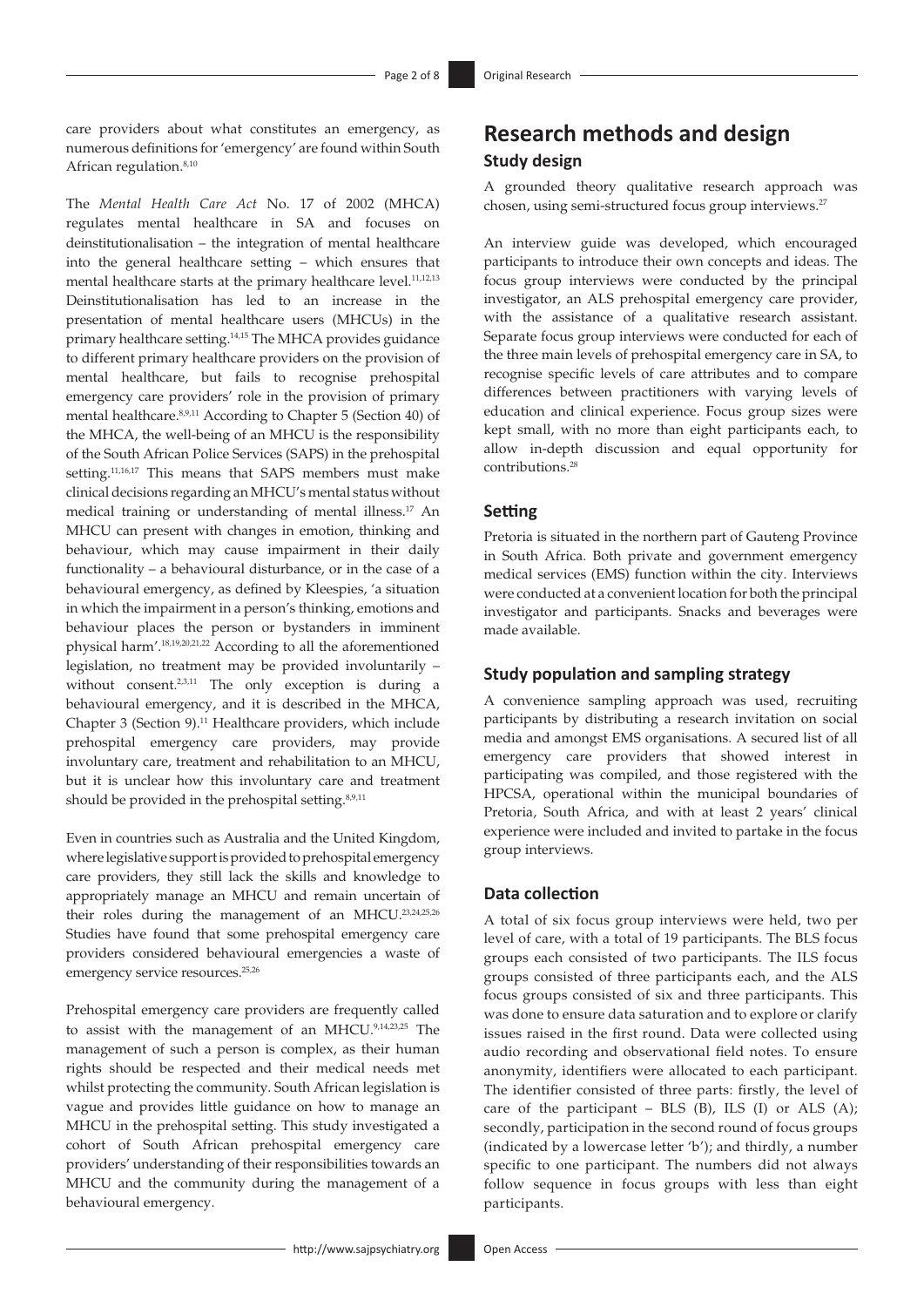care providers about what constitutes an emergency, as numerous definitions for 'emergency' are found within South African regulation.[8,10]

The *Mental Health Care Act* No. 17 of 2002 (MHCA) regulates mental healthcare in SA and focuses on deinstitutionalisation – the integration of mental healthcare into the general healthcare setting – which ensures that mental healthcare starts at the primary healthcare level.[11,12,13] Deinstitutionalisation has led to an increase in the presentation of mental healthcare users (MHCUs) in the primary healthcare setting.[14,15] The MHCA provides guidance to different primary healthcare providers on the provision of mental healthcare, but fails to recognise prehospital emergency care providers' role in the provision of primary mental healthcare.[8,9,11] According to Chapter 5 (Section 40) of the MHCA, the well-being of an MHCU is the responsibility of the South African Police Services (SAPS) in the prehospital setting.[11,16,17] This means that SAPS members must make clinical decisions regarding an MHCU's mental status without medical training or understanding of mental illness.[17] An MHCU can present with changes in emotion, thinking and behaviour, which may cause impairment in their daily functionality – a behavioural disturbance, or in the case of a behavioural emergency, as defined by Kleespies, 'a situation in which the impairment in a person's thinking, emotions and behaviour places the person or bystanders in imminent physical harm'.[18,19,20,21,22] According to all the aforementioned legislation, no treatment may be provided involuntarily – without consent.[2,3,11] The only exception is during a behavioural emergency, and it is described in the MHCA, Chapter 3 (Section 9).[11] Healthcare providers, which include prehospital emergency care providers, may provide involuntary care, treatment and rehabilitation to an MHCU, but it is unclear how this involuntary care and treatment should be provided in the prehospital setting.[8,9,11]

Even in countries such as Australia and the United Kingdom, where legislative support is provided to prehospital emergency care providers, they still lack the skills and knowledge to appropriately manage an MHCU and remain uncertain of their roles during the management of an MHCU.[23,24,25,26] Studies have found that some prehospital emergency care providers considered behavioural emergencies a waste of emergency service resources.[25,26]

Prehospital emergency care providers are frequently called to assist with the management of an MHCU.[9,14,23,25] The management of such a person is complex, as their human rights should be respected and their medical needs met whilst protecting the community. South African legislation is vague and provides little guidance on how to manage an MHCU in the prehospital setting. This study investigated a cohort of South African prehospital emergency care providers' understanding of their responsibilities towards an MHCU and the community during the management of a behavioural emergency.

# Research methods and design

## Study design

A grounded theory qualitative research approach was chosen, using semi-structured focus group interviews.[27]

An interview guide was developed, which encouraged participants to introduce their own concepts and ideas. The focus group interviews were conducted by the principal investigator, an ALS prehospital emergency care provider, with the assistance of a qualitative research assistant. Separate focus group interviews were conducted for each of the three main levels of prehospital emergency care in SA, to recognise specific levels of care attributes and to compare differences between practitioners with varying levels of education and clinical experience. Focus group sizes were kept small, with no more than eight participants each, to allow in-depth discussion and equal opportunity for contributions.[28]

## Setting

Pretoria is situated in the northern part of Gauteng Province in South Africa. Both private and government emergency medical services (EMS) function within the city. Interviews were conducted at a convenient location for both the principal investigator and participants. Snacks and beverages were made available.

## Study population and sampling strategy

A convenience sampling approach was used, recruiting participants by distributing a research invitation on social media and amongst EMS organisations. A secured list of all emergency care providers that showed interest in participating was compiled, and those registered with the HPCSA, operational within the municipal boundaries of Pretoria, South Africa, and with at least 2 years' clinical experience were included and invited to partake in the focus group interviews.

## Data collection

A total of six focus group interviews were held, two per level of care, with a total of 19 participants. The BLS focus groups each consisted of two participants. The ILS focus groups consisted of three participants each, and the ALS focus groups consisted of six and three participants. This was done to ensure data saturation and to explore or clarify issues raised in the first round. Data were collected using audio recording and observational field notes. To ensure anonymity, identifiers were allocated to each participant. The identifier consisted of three parts: firstly, the level of care of the participant – BLS (B), ILS (I) or ALS (A); secondly, participation in the second round of focus groups (indicated by a lowercase letter 'b'); and thirdly, a number specific to one participant. The numbers did not always follow sequence in focus groups with less than eight participants.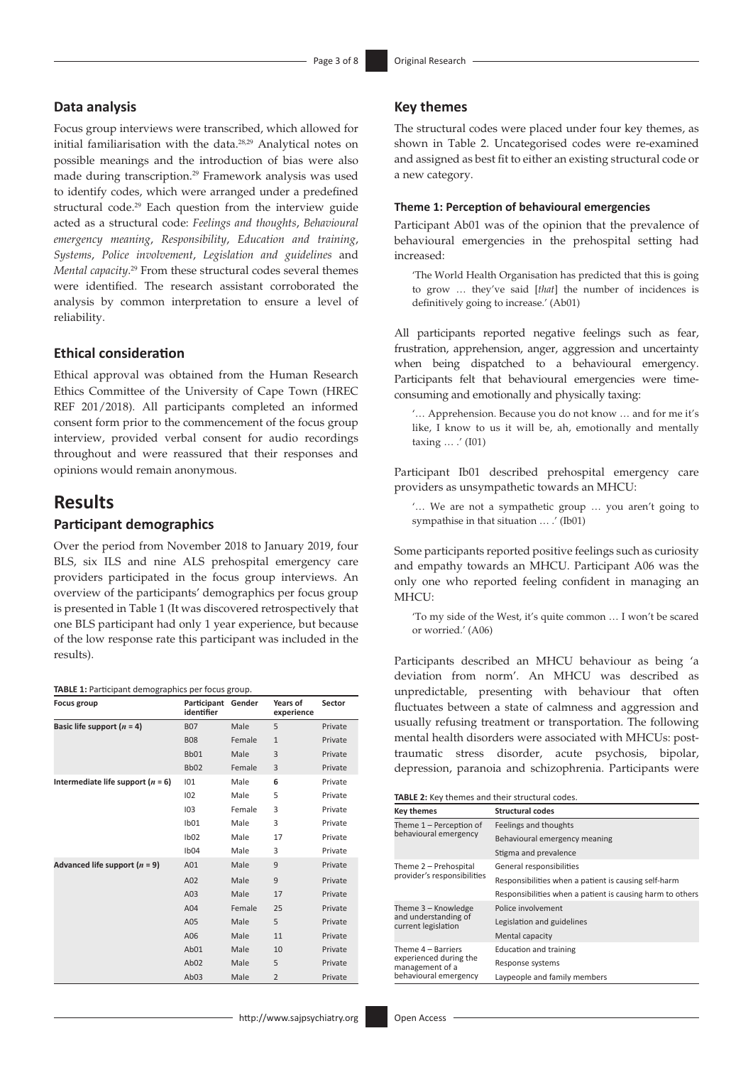### Data analysis

Focus group interviews were transcribed, which allowed for initial familiarisation with the data.[28,29] Analytical notes on possible meanings and the introduction of bias were also made during transcription.[29] Framework analysis was used to identify codes, which were arranged under a predefined structural code.[29] Each question from the interview guide acted as a structural code: *Feelings and thoughts*, *Behavioural emergency meaning*, *Responsibility*, *Education and training*, *Systems*, *Police involvement*, *Legislation and guidelines* and *Mental capacity*.[29] From these structural codes several themes were identified. The research assistant corroborated the analysis by common interpretation to ensure a level of reliability.

### Ethical consideration

Ethical approval was obtained from the Human Research Ethics Committee of the University of Cape Town (HREC REF 201/2018). All participants completed an informed consent form prior to the commencement of the focus group interview, provided verbal consent for audio recordings throughout and were reassured that their responses and opinions would remain anonymous.

## Results

### Participant demographics

Over the period from November 2018 to January 2019, four BLS, six ILS and nine ALS prehospital emergency care providers participated in the focus group interviews. An overview of the participants' demographics per focus group is presented in Table 1 (It was discovered retrospectively that one BLS participant had only 1 year experience, but because of the low response rate this participant was included in the results).

**TABLE 1:** Participant demographics per focus group.

| Focus group | Participant identifier | Gender | Years of experience | Sector |
|---|---|---|---|---|
| **Basic life support ($n$ = 4)** | B07 | Male | 5 | Private |
| | B08 | Female | 1 | Private |
| | Bb01 | Male | 3 | Private |
| | Bb02 | Female | 3 | Private |
| **Intermediate life support ($n$ = 6)** | I01 | Male | 6 | Private |
| | I02 | Male | 5 | Private |
| | I03 | Female | 3 | Private |
| | Ib01 | Male | 3 | Private |
| | Ib02 | Male | 17 | Private |
| | Ib04 | Male | 3 | Private |
| **Advanced life support ($n$ = 9)** | A01 | Male | 9 | Private |
| | A02 | Male | 9 | Private |
| | A03 | Male | 17 | Private |
| | A04 | Female | 25 | Private |
| | A05 | Male | 5 | Private |
| | A06 | Male | 11 | Private |
| | Ab01 | Male | 10 | Private |
| | Ab02 | Male | 5 | Private |
| | Ab03 | Male | 2 | Private |

### Key themes

The structural codes were placed under four key themes, as shown in Table 2. Uncategorised codes were re-examined and assigned as best fit to either an existing structural code or a new category.

#### Theme 1: Perception of behavioural emergencies

Participant Ab01 was of the opinion that the prevalence of behavioural emergencies in the prehospital setting had increased:

> 'The World Health Organisation has predicted that this is going to grow … they've said [*that*] the number of incidences is definitively going to increase.' (Ab01)

All participants reported negative feelings such as fear, frustration, apprehension, anger, aggression and uncertainty when being dispatched to a behavioural emergency. Participants felt that behavioural emergencies were time-consuming and emotionally and physically taxing:

> '… Apprehension. Because you do not know … and for me it's like, I know to us it will be, ah, emotionally and mentally taxing … .' (I01)

Participant Ib01 described prehospital emergency care providers as unsympathetic towards an MHCU:

> '… We are not a sympathetic group … you aren't going to sympathise in that situation … .' (Ib01)

Some participants reported positive feelings such as curiosity and empathy towards an MHCU. Participant A06 was the only one who reported feeling confident in managing an MHCU:

> 'To my side of the West, it's quite common … I won't be scared or worried.' (A06)

Participants described an MHCU behaviour as being 'a deviation from norm'. An MHCU was described as unpredictable, presenting with behaviour that often fluctuates between a state of calmness and aggression and usually refusing treatment or transportation. The following mental health disorders were associated with MHCUs: post-traumatic stress disorder, acute psychosis, bipolar, depression, paranoia and schizophrenia. Participants were

**TABLE 2:** Key themes and their structural codes.

| Key themes | Structural codes |
|---|---|
| Theme 1 – Perception of behavioural emergency | Feelings and thoughts |
| | Behavioural emergency meaning |
| | Stigma and prevalence |
| Theme 2 – Prehospital provider's responsibilities | General responsibilities |
| | Responsibilities when a patient is causing self-harm |
| | Responsibilities when a patient is causing harm to others |
| Theme 3 – Knowledge and understanding of current legislation | Police involvement |
| | Legislation and guidelines |
| | Mental capacity |
| Theme 4 – Barriers experienced during the management of a behavioural emergency | Education and training |
| | Response systems |
| | Laypeople and family members |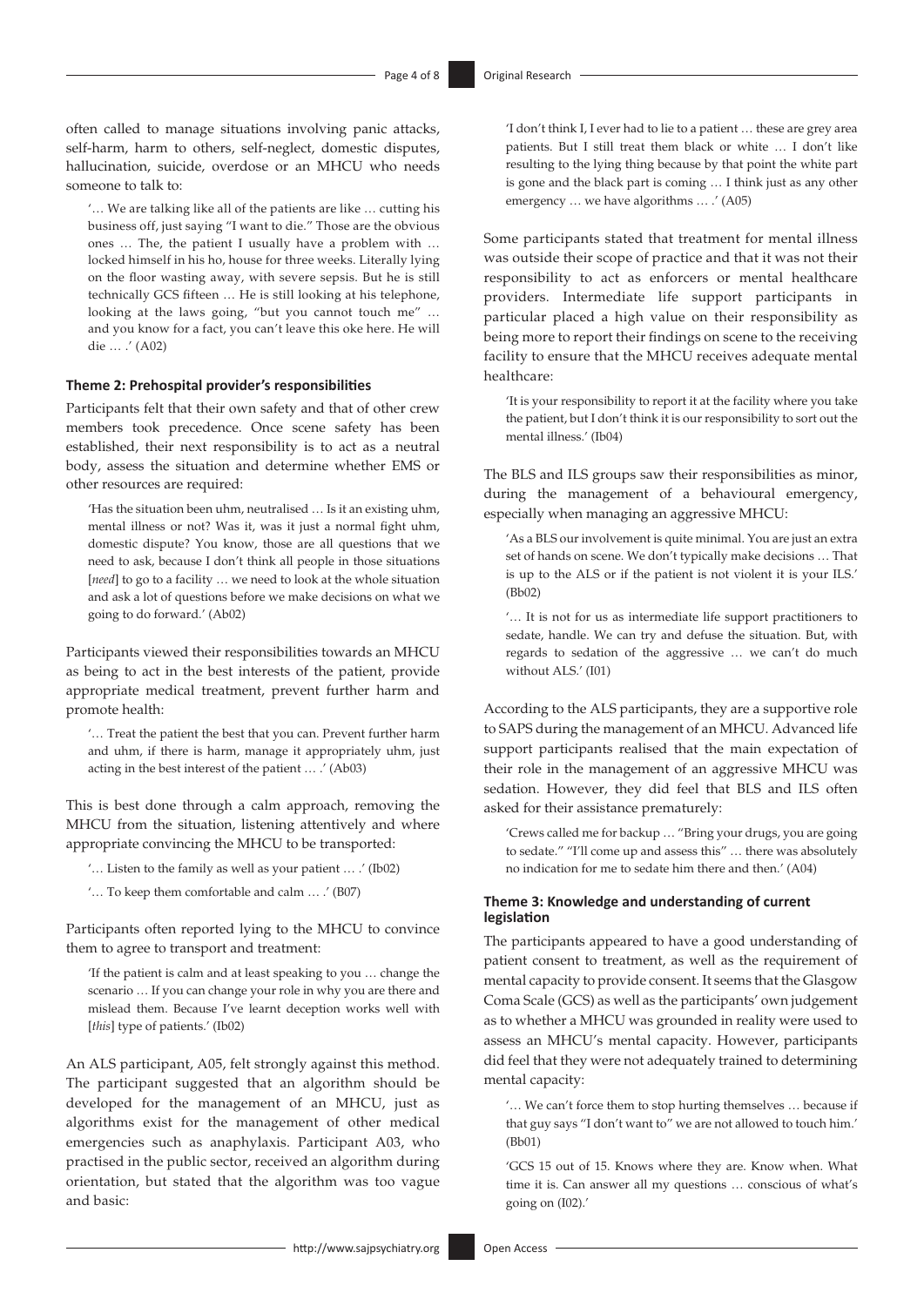often called to manage situations involving panic attacks, self-harm, harm to others, self-neglect, domestic disputes, hallucination, suicide, overdose or an MHCU who needs someone to talk to:

> '… We are talking like all of the patients are like … cutting his business off, just saying "I want to die." Those are the obvious ones … The, the patient I usually have a problem with … locked himself in his ho, house for three weeks. Literally lying on the floor wasting away, with severe sepsis. But he is still technically GCS fifteen … He is still looking at his telephone, looking at the laws going, "but you cannot touch me" … and you know for a fact, you can't leave this oke here. He will die … .' (A02)

#### Theme 2: Prehospital provider's responsibilities

Participants felt that their own safety and that of other crew members took precedence. Once scene safety has been established, their next responsibility is to act as a neutral body, assess the situation and determine whether EMS or other resources are required:

> 'Has the situation been uhm, neutralised … Is it an existing uhm, mental illness or not? Was it, was it just a normal fight uhm, domestic dispute? You know, those are all questions that we need to ask, because I don't think all people in those situations [*need*] to go to a facility … we need to look at the whole situation and ask a lot of questions before we make decisions on what we going to do forward.' (Ab02)

Participants viewed their responsibilities towards an MHCU as being to act in the best interests of the patient, provide appropriate medical treatment, prevent further harm and promote health:

> '… Treat the patient the best that you can. Prevent further harm and uhm, if there is harm, manage it appropriately uhm, just acting in the best interest of the patient … .' (Ab03)

This is best done through a calm approach, removing the MHCU from the situation, listening attentively and where appropriate convincing the MHCU to be transported:

> '… Listen to the family as well as your patient … .' (Ib02)

> '… To keep them comfortable and calm … .' (B07)

Participants often reported lying to the MHCU to convince them to agree to transport and treatment:

> 'If the patient is calm and at least speaking to you … change the scenario … If you can change your role in why you are there and mislead them. Because I've learnt deception works well with [*this*] type of patients.' (Ib02)

An ALS participant, A05, felt strongly against this method. The participant suggested that an algorithm should be developed for the management of an MHCU, just as algorithms exist for the management of other medical emergencies such as anaphylaxis. Participant A03, who practised in the public sector, received an algorithm during orientation, but stated that the algorithm was too vague and basic:

> 'I don't think I, I ever had to lie to a patient … these are grey area patients. But I still treat them black or white … I don't like resulting to the lying thing because by that point the white part is gone and the black part is coming … I think just as any other emergency … we have algorithms … .' (A05)

Some participants stated that treatment for mental illness was outside their scope of practice and that it was not their responsibility to act as enforcers or mental healthcare providers. Intermediate life support participants in particular placed a high value on their responsibility as being more to report their findings on scene to the receiving facility to ensure that the MHCU receives adequate mental healthcare:

> 'It is your responsibility to report it at the facility where you take the patient, but I don't think it is our responsibility to sort out the mental illness.' (Ib04)

The BLS and ILS groups saw their responsibilities as minor, during the management of a behavioural emergency, especially when managing an aggressive MHCU:

> 'As a BLS our involvement is quite minimal. You are just an extra set of hands on scene. We don't typically make decisions … That is up to the ALS or if the patient is not violent it is your ILS.' (Bb02)

> '… It is not for us as intermediate life support practitioners to sedate, handle. We can try and defuse the situation. But, with regards to sedation of the aggressive … we can't do much without ALS.' (I01)

According to the ALS participants, they are a supportive role to SAPS during the management of an MHCU. Advanced life support participants realised that the main expectation of their role in the management of an aggressive MHCU was sedation. However, they did feel that BLS and ILS often asked for their assistance prematurely:

> 'Crews called me for backup … "Bring your drugs, you are going to sedate." "I'll come up and assess this" … there was absolutely no indication for me to sedate him there and then.' (A04)

#### Theme 3: Knowledge and understanding of current legislation

The participants appeared to have a good understanding of patient consent to treatment, as well as the requirement of mental capacity to provide consent. It seems that the Glasgow Coma Scale (GCS) as well as the participants' own judgement as to whether a MHCU was grounded in reality were used to assess an MHCU's mental capacity. However, participants did feel that they were not adequately trained to determining mental capacity:

> '… We can't force them to stop hurting themselves … because if that guy says "I don't want to" we are not allowed to touch him.' (Bb01)

> 'GCS 15 out of 15. Knows where they are. Know when. What time it is. Can answer all my questions … conscious of what's going on (I02).'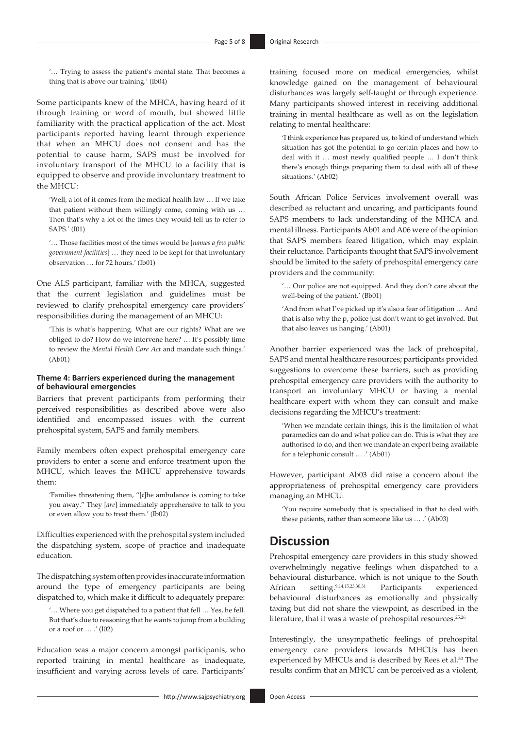'… Trying to assess the patient's mental state. That becomes a thing that is above our training.' (Ib04)

Some participants knew of the MHCA, having heard of it through training or word of mouth, but showed little familiarity with the practical application of the act. Most participants reported having learnt through experience that when an MHCU does not consent and has the potential to cause harm, SAPS must be involved for involuntary transport of the MHCU to a facility that is equipped to observe and provide involuntary treatment to the MHCU:

> 'Well, a lot of it comes from the medical health law … If we take that patient without them willingly come, coming with us … Then that's why a lot of the times they would tell us to refer to SAPS.' (I01)

> '… Those facilities most of the times would be [*names a few public government facilities*] … they need to be kept for that involuntary observation … for 72 hours.' (Ib01)

One ALS participant, familiar with the MHCA, suggested that the current legislation and guidelines must be reviewed to clarify prehospital emergency care providers' responsibilities during the management of an MHCU:

> 'This is what's happening. What are our rights? What are we obliged to do? How do we intervene here? … It's possibly time to review the *Mental Health Care Act* and mandate such things.' (Ab01)

#### Theme 4: Barriers experienced during the management of behavioural emergencies

Barriers that prevent participants from performing their perceived responsibilities as described above were also identified and encompassed issues with the current prehospital system, SAPS and family members.

Family members often expect prehospital emergency care providers to enter a scene and enforce treatment upon the MHCU, which leaves the MHCU apprehensive towards them:

> 'Families threatening them, "[*t*]he ambulance is coming to take you away." They [*are*] immediately apprehensive to talk to you or even allow you to treat them.' (Ib02)

Difficulties experienced with the prehospital system included the dispatching system, scope of practice and inadequate education.

The dispatching system often provides inaccurate information around the type of emergency participants are being dispatched to, which make it difficult to adequately prepare:

> '… Where you get dispatched to a patient that fell … Yes, he fell. But that's due to reasoning that he wants to jump from a building or a roof or … .' (I02)

Education was a major concern amongst participants, who reported training in mental healthcare as inadequate, insufficient and varying across levels of care. Participants' training focused more on medical emergencies, whilst knowledge gained on the management of behavioural disturbances was largely self-taught or through experience. Many participants showed interest in receiving additional training in mental healthcare as well as on the legislation relating to mental healthcare:

> 'I think experience has prepared us, to kind of understand which situation has got the potential to go certain places and how to deal with it … most newly qualified people … I don't think there's enough things preparing them to deal with all of these situations.' (Ab02)

South African Police Services involvement overall was described as reluctant and uncaring, and participants found SAPS members to lack understanding of the MHCA and mental illness. Participants Ab01 and A06 were of the opinion that SAPS members feared litigation, which may explain their reluctance. Participants thought that SAPS involvement should be limited to the safety of prehospital emergency care providers and the community:

> '… Our police are not equipped. And they don't care about the well-being of the patient.' (Bb01)

> 'And from what I've picked up it's also a fear of litigation … And that is also why the p, police just don't want to get involved. But that also leaves us hanging.' (Ab01)

Another barrier experienced was the lack of prehospital, SAPS and mental healthcare resources; participants provided suggestions to overcome these barriers, such as providing prehospital emergency care providers with the authority to transport an involuntary MHCU or having a mental healthcare expert with whom they can consult and make decisions regarding the MHCU's treatment:

> 'When we mandate certain things, this is the limitation of what paramedics can do and what police can do. This is what they are authorised to do, and then we mandate an expert being available for a telephonic consult … .' (Ab01)

However, participant Ab03 did raise a concern about the appropriateness of prehospital emergency care providers managing an MHCU:

> 'You require somebody that is specialised in that to deal with these patients, rather than someone like us … .' (Ab03)

## Discussion

Prehospital emergency care providers in this study showed overwhelmingly negative feelings when dispatched to a behavioural disturbance, which is not unique to the South African setting.[9,14,15,23,30,31] Participants experienced behavioural disturbances as emotionally and physically taxing but did not share the viewpoint, as described in the literature, that it was a waste of prehospital resources.[25,26]

Interestingly, the unsympathetic feelings of prehospital emergency care providers towards MHCUs has been experienced by MHCUs and is described by Rees et al.[30] The results confirm that an MHCU can be perceived as a violent,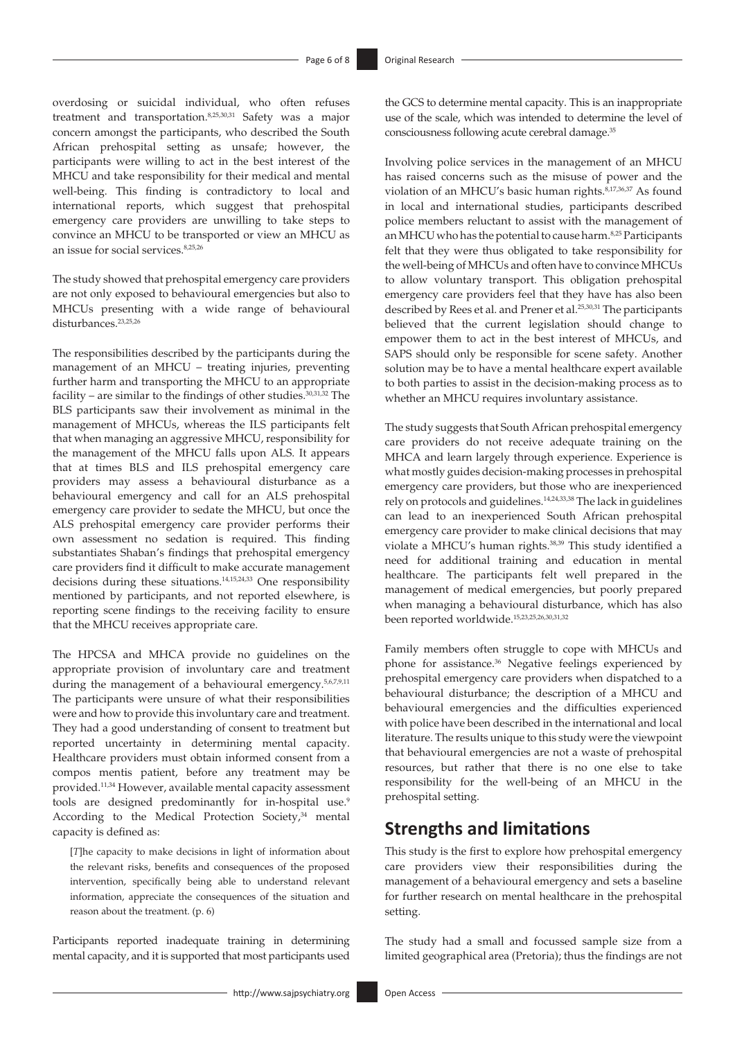overdosing or suicidal individual, who often refuses treatment and transportation.[8,25,30,31] Safety was a major concern amongst the participants, who described the South African prehospital setting as unsafe; however, the participants were willing to act in the best interest of the MHCU and take responsibility for their medical and mental well-being. This finding is contradictory to local and international reports, which suggest that prehospital emergency care providers are unwilling to take steps to convince an MHCU to be transported or view an MHCU as an issue for social services.[8,25,26]

The study showed that prehospital emergency care providers are not only exposed to behavioural emergencies but also to MHCUs presenting with a wide range of behavioural disturbances.[23,25,26]

The responsibilities described by the participants during the management of an MHCU – treating injuries, preventing further harm and transporting the MHCU to an appropriate facility – are similar to the findings of other studies.[30,31,32] The BLS participants saw their involvement as minimal in the management of MHCUs, whereas the ILS participants felt that when managing an aggressive MHCU, responsibility for the management of the MHCU falls upon ALS. It appears that at times BLS and ILS prehospital emergency care providers may assess a behavioural disturbance as a behavioural emergency and call for an ALS prehospital emergency care provider to sedate the MHCU, but once the ALS prehospital emergency care provider performs their own assessment no sedation is required. This finding substantiates Shaban's findings that prehospital emergency care providers find it difficult to make accurate management decisions during these situations.[14,15,24,33] One responsibility mentioned by participants, and not reported elsewhere, is reporting scene findings to the receiving facility to ensure that the MHCU receives appropriate care.

The HPCSA and MHCA provide no guidelines on the appropriate provision of involuntary care and treatment during the management of a behavioural emergency.[5,6,7,9,11] The participants were unsure of what their responsibilities were and how to provide this involuntary care and treatment. They had a good understanding of consent to treatment but reported uncertainty in determining mental capacity. Healthcare providers must obtain informed consent from a compos mentis patient, before any treatment may be provided.[11,34] However, available mental capacity assessment tools are designed predominantly for in-hospital use.[9] According to the Medical Protection Society,[34] mental capacity is defined as:

> [*T*]he capacity to make decisions in light of information about the relevant risks, benefits and consequences of the proposed intervention, specifically being able to understand relevant information, appreciate the consequences of the situation and reason about the treatment. (p. 6)

Participants reported inadequate training in determining mental capacity, and it is supported that most participants used the GCS to determine mental capacity. This is an inappropriate use of the scale, which was intended to determine the level of consciousness following acute cerebral damage.[35]

Involving police services in the management of an MHCU has raised concerns such as the misuse of power and the violation of an MHCU's basic human rights.[8,17,36,37] As found in local and international studies, participants described police members reluctant to assist with the management of an MHCU who has the potential to cause harm.[8,25] Participants felt that they were thus obligated to take responsibility for the well-being of MHCUs and often have to convince MHCUs to allow voluntary transport. This obligation prehospital emergency care providers feel that they have has also been described by Rees et al. and Prener et al.[25,30,31] The participants believed that the current legislation should change to empower them to act in the best interest of MHCUs, and SAPS should only be responsible for scene safety. Another solution may be to have a mental healthcare expert available to both parties to assist in the decision-making process as to whether an MHCU requires involuntary assistance.

The study suggests that South African prehospital emergency care providers do not receive adequate training on the MHCA and learn largely through experience. Experience is what mostly guides decision-making processes in prehospital emergency care providers, but those who are inexperienced rely on protocols and guidelines.[14,24,33,38] The lack in guidelines can lead to an inexperienced South African prehospital emergency care provider to make clinical decisions that may violate a MHCU's human rights.[38,39] This study identified a need for additional training and education in mental healthcare. The participants felt well prepared in the management of medical emergencies, but poorly prepared when managing a behavioural disturbance, which has also been reported worldwide.[15,23,25,26,30,31,32]

Family members often struggle to cope with MHCUs and phone for assistance.[36] Negative feelings experienced by prehospital emergency care providers when dispatched to a behavioural disturbance; the description of a MHCU and behavioural emergencies and the difficulties experienced with police have been described in the international and local literature. The results unique to this study were the viewpoint that behavioural emergencies are not a waste of prehospital resources, but rather that there is no one else to take responsibility for the well-being of an MHCU in the prehospital setting.

## Strengths and limitations

This study is the first to explore how prehospital emergency care providers view their responsibilities during the management of a behavioural emergency and sets a baseline for further research on mental healthcare in the prehospital setting.

The study had a small and focussed sample size from a limited geographical area (Pretoria); thus the findings are not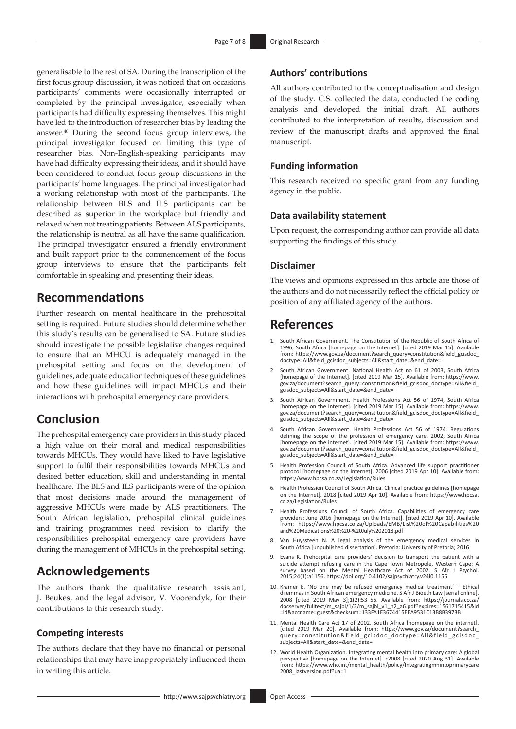generalisable to the rest of SA. During the transcription of the first focus group discussion, it was noticed that on occasions participants' comments were occasionally interrupted or completed by the principal investigator, especially when participants had difficulty expressing themselves. This might have led to the introduction of researcher bias by leading the answer.[40] During the second focus group interviews, the principal investigator focused on limiting this type of researcher bias. Non-English-speaking participants may have had difficulty expressing their ideas, and it should have been considered to conduct focus group discussions in the participants' home languages. The principal investigator had a working relationship with most of the participants. The relationship between BLS and ILS participants can be described as superior in the workplace but friendly and relaxed when not treating patients. Between ALS participants, the relationship is neutral as all have the same qualification. The principal investigator ensured a friendly environment and built rapport prior to the commencement of the focus group interviews to ensure that the participants felt comfortable in speaking and presenting their ideas.

## Recommendations

Further research on mental healthcare in the prehospital setting is required. Future studies should determine whether this study's results can be generalised to SA. Future studies should investigate the possible legislative changes required to ensure that an MHCU is adequately managed in the prehospital setting and focus on the development of guidelines, adequate education techniques of these guidelines and how these guidelines will impact MHCUs and their interactions with prehospital emergency care providers.

## Conclusion

The prehospital emergency care providers in this study placed a high value on their moral and medical responsibilities towards MHCUs. They would have liked to have legislative support to fulfil their responsibilities towards MHCUs and desired better education, skill and understanding in mental healthcare. The BLS and ILS participants were of the opinion that most decisions made around the management of aggressive MHCUs were made by ALS practitioners. The South African legislation, prehospital clinical guidelines and training programmes need revision to clarify the responsibilities prehospital emergency care providers have during the management of MHCUs in the prehospital setting.

## Acknowledgements

The authors thank the qualitative research assistant, J. Beukes, and the legal advisor, V. Voorendyk, for their contributions to this research study.

### Competing interests

The authors declare that they have no financial or personal relationships that may have inappropriately influenced them in writing this article.

### Authors' contributions

All authors contributed to the conceptualisation and design of the study. C.S. collected the data, conducted the coding analysis and developed the initial draft. All authors contributed to the interpretation of results, discussion and review of the manuscript drafts and approved the final manuscript.

### Funding information

This research received no specific grant from any funding agency in the public.

### Data availability statement

Upon request, the corresponding author can provide all data supporting the findings of this study.

### Disclaimer

The views and opinions expressed in this article are those of the authors and do not necessarily reflect the official policy or position of any affiliated agency of the authors.

## References

1. South African Government. The Constitution of the Republic of South Africa of 1996, South Africa [homepage on the Internet]. [cited 2019 Mar 15]. Available from: https://www.gov.za/document?search_query=constitution&field_gcisdoc_doctype=All&field_gcisdoc_subjects=All&start_date=&end_date=
2. South African Government. National Health Act no 61 of 2003, South Africa [homepage of the Internet]. [cited 2019 Mar 15]. Available from: https://www.gov.za/document?search_query=constitution&field_gcisdoc_doctype=All&field_gcisdoc_subjects=All&start_date=&end_date=
3. South African Government. Health Professions Act 56 of 1974, South Africa [homepage on the Internet]. [cited 2019 Mar 15]. Available from: https://www.gov.za/document?search_query=constitution&field_gcisdoc_doctype=All&field_gcisdoc_subjects=All&start_date=&end_date=
4. South African Government. Health Professions Act 56 of 1974. Regulations defining the scope of the profession of emergency care, 2002, South Africa [homepage on the internet]. [cited 2019 Mar 15]. Available from: https://www.gov.za/document?search_query=constitution&field_gcisdoc_doctype=All&field_gcisdoc_subjects=All&start_date=&end_date=
5. Health Profession Council of South Africa. Advanced life support practitioner protocol [homepage on the Internet]. 2006 [cited 2019 Apr 10]. Available from: https://www.hpcsa.co.za/Legislation/Rules
6. Health Profession Council of South Africa. Clinical practice guidelines [homepage on the Internet]. 2018 [cited 2019 Apr 10]. Available from: https://www.hpcsa.co.za/Legislation/Rules
7. Health Professions Council of South Africa. Capabilities of emergency care providers: June 2016 [homepage on the Internet]. [cited 2019 Apr 10]. Available from: https://www.hpcsa.co.za/Uploads/EMB/List%20of%20Capabilities%20and%20Medications%20%20-%20July%202018.pdf
8. Van Huyssteen N. A legal analysis of the emergency medical services in South Africa [unpublished dissertation]. Pretoria: University of Pretoria; 2016.
9. Evans K. Prehospital care providers' decision to transport the patient with a suicide attempt refusing care in the Cape Town Metropole, Western Cape: A survey based on the Mental Healthcare Act of 2002. S Afr J Psychol. 2015;24(1):a1156. https://doi.org/10.4102/sajpsychiatry.v24i0.1156
10. Kramer E. 'No one may be refused emergency medical treatment' – Ethical dilemmas in South African emergency medicine. S Afr J Bioeth Law [serial online]. 2008 [cited 2019 May 3];1(2):53–56. Available from: https://journals.co.za/docserver/fulltext/m_sajbl/1/2/m_sajbl_v1_n2_a6.pdf?expires=1561715415&id=id&accname=guest&checksum=133FA1E3674415EEA9531C13B8B3973B
11. Mental Health Care Act 17 of 2002, South Africa [homepage on the internet]. [cited 2019 Mar 20]. Available from: https://www.gov.za/document?search_query=constitution&field_gcisdoc_doctype=All&field_gcisdoc_subjects=All&start_date=&end_date=
12. World Health Organization. Integrating mental health into primary care: A global perspective [homepage on the Internet]. c2008 [cited 2020 Aug 31]. Available from: https://www.who.int/mental_health/policy/Integratingmhintoprimarycare2008_lastversion.pdf?ua=1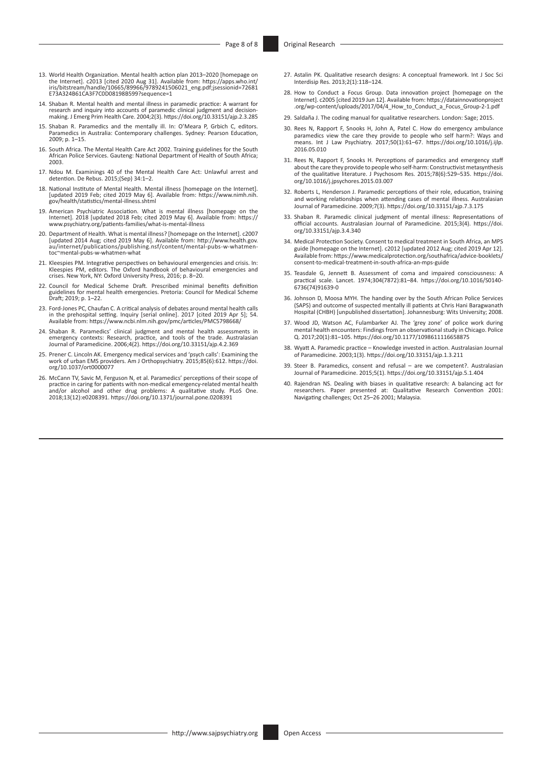13. World Health Organization. Mental health action plan 2013–2020 [homepage on the Internet]. c2013 [cited 2020 Aug 31]. Available from: https://apps.who.int/iris/bitstream/handle/10665/89966/9789241506021_eng.pdf;jsessionid=72681E73A324B61CA3F7C0D08198B599?sequence=1
14. Shaban R. Mental health and mental illness in paramedic practice: A warrant for research and inquiry into accounts of paramedic clinical judgment and decision-making. J Emerg Prim Health Care. 2004;2(3). https://doi.org/10.33151/ajp.2.3.285
15. Shaban R. Paramedics and the mentally ill. In: O'Meara P, Grbich C, editors. Paramedics in Australia: Contemporary challenges. Sydney: Pearson Education, 2009; p. 1–15.
16. South Africa. The Mental Health Care Act 2002. Training guidelines for the South African Police Services. Gauteng: National Department of Health of South Africa; 2003.
17. Ndou M. Examinings 40 of the Mental Health Care Act: Unlawful arrest and detention. De Rebus. 2015;(Sep) 34:1–2.
18. National Institute of Mental Health. Mental illness [homepage on the Internet]. [updated 2019 Feb; cited 2019 May 6]. Available from: https://www.nimh.nih.gov/health/statistics/mental-illness.shtml
19. American Psychiatric Association. What is mental illness [homepage on the Internet]. 2018 [updated 2018 Feb; cited 2019 May 6]. Available from: https://www.psychiatry.org/patients-families/what-is-mental-illness
20. Department of Health. What is mental illness? [homepage on the Internet]. c2007 [updated 2014 Aug; cited 2019 May 6]. Available from: http://www.health.gov.au/internet/publications/publishing.nsf/content/mental-pubs-w-whatmen-toc~mental-pubs-w-whatmen-what
21. Kleespies PM. Integrative perspectives on behavioural emergencies and crisis. In: Kleespies PM, editors. The Oxford handbook of behavioural emergencies and crises. New York, NY: Oxford University Press, 2016; p. 8–20.
22. Council for Medical Scheme Draft. Prescribed minimal benefits definition guidelines for mental health emergencies. Pretoria: Council for Medical Scheme Draft; 2019; p. 1–22.
23. Ford-Jones PC, Chaufan C. A critical analysis of debates around mental health calls in the prehospital setting. Inquiry [serial online]. 2017 [cited 2019 Apr 5]; 54. Available from: https://www.ncbi.nlm.nih.gov/pmc/articles/PMC5798668/
24. Shaban R. Paramedics' clinical judgment and mental health assessments in emergency contexts: Research, practice, and tools of the trade. Australasian Journal of Paramedicine. 2006;4(2). https://doi.org/10.33151/ajp.4.2.369
25. Prener C. Lincoln AK. Emergency medical services and 'psych calls': Examining the work of urban EMS providers. Am J Orthopsychiatry. 2015;85(6):612. https://doi.org/10.1037/ort0000077
26. McCann TV, Savic M, Ferguson N, et al. Paramedics' perceptions of their scope of practice in caring for patients with non-medical emergency-related mental health and/or alcohol and other drug problems: A qualitative study. PLoS One. 2018;13(12):e0208391. https://doi.org/10.1371/journal.pone.0208391
27. Astalin PK. Qualitative research designs: A conceptual framework. Int J Soc Sci Interdisip Res. 2013;2(1):118–124.
28. How to Conduct a Focus Group. Data innovation project [homepage on the Internet]. c2005 [cited 2019 Jun 12]. Available from: https://datainnovationproject.org/wp-content/uploads/2017/04/4_How_to_Conduct_a_Focus_Group-2-1.pdf
29. Saldaña J. The coding manual for qualitative researchers. London: Sage; 2015.
30. Rees N, Rapport F, Snooks H, John A, Patel C. How do emergency ambulance paramedics view the care they provide to people who self harm?: Ways and means. Int J Law Psychiatry. 2017;50(1):61–67. https://doi.org/10.1016/j.ijlp.2016.05.010
31. Rees N, Rapport F, Snooks H. Perceptions of paramedics and emergency staff about the care they provide to people who self-harm: Constructivist metasynthesis of the qualitative literature. J Psychosom Res. 2015;78(6):529–535. https://doi.org/10.1016/j.jpsychores.2015.03.007
32. Roberts L, Henderson J. Paramedic perceptions of their role, education, training and working relationships when attending cases of mental illness. Australasian Journal of Paramedicine. 2009;7(3). https://doi.org/10.33151/ajp.7.3.175
33. Shaban R. Paramedic clinical judgment of mental illness: Representations of official accounts. Australasian Journal of Paramedicine. 2015;3(4). https://doi.org/10.33151/ajp.3.4.340
34. Medical Protection Society. Consent to medical treatment in South Africa, an MPS guide [homepage on the Internet]. c2012 [updated 2012 Aug; cited 2019 Apr 12]. Available from: https://www.medicalprotection.org/southafrica/advice-booklets/consent-to-medical-treatment-in-south-africa-an-mps-guide
35. Teasdale G, Jennett B. Assessment of coma and impaired consciousness: A practical scale. Lancet. 1974;304(7872):81–84. https://doi.org/10.1016/S0140-6736(74)91639-0
36. Johnson D, Moosa MYH. The handing over by the South African Police Services (SAPS) and outcome of suspected mentally ill patients at Chris Hani Baragwanath Hospital (CHBH) [unpublished dissertation]. Johannesburg: Wits University; 2008.
37. Wood JD, Watson AC, Fulambarker AJ. The 'grey zone' of police work during mental health encounters: Findings from an observational study in Chicago. Police Q. 2017;20(1):81–105. https://doi.org/10.1177/1098611116658875
38. Wyatt A. Paramedic practice – Knowledge invested in action. Australasian Journal of Paramedicine. 2003;1(3). https://doi.org/10.33151/ajp.1.3.211
39. Steer B. Paramedics, consent and refusal – are we competent?. Australasian Journal of Paramedicine. 2015;5(1). https://doi.org/10.33151/ajp.5.1.404
40. Rajendran NS. Dealing with biases in qualitative research: A balancing act for researchers. Paper presented at: Qualitative Research Convention 2001: Navigating challenges; Oct 25–26 2001; Malaysia.